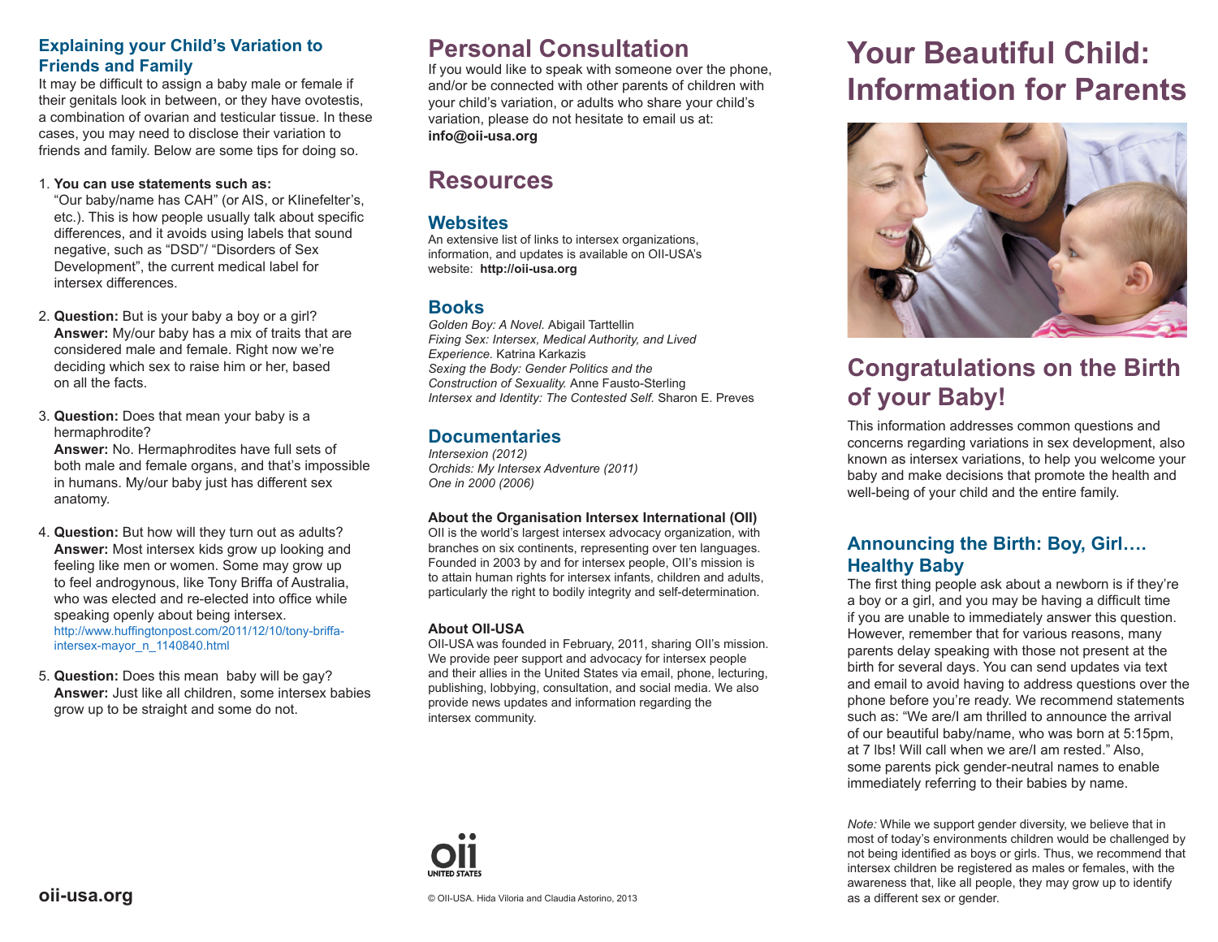## Explaining your Child's Variation to Friends and Family

It may be difficult to assign a baby male or female if their genitals look in between, or they have ovotestis, a combination of ovarian and testicular tissue. In these cases, you may need to disclose their variation to friends and family. Below are some tips for doing so.

1. **You can use statements such as:** "Our baby/name has CAH" (or AIS, or Klinefelter's, etc.). This is how people usually talk about specific differences, and it avoids using labels that sound negative, such as "DSD"/ "Disorders of Sex Development", the current medical label for intersex differences.

2. **Question:** But is your baby a boy or a girl?
   **Answer:** My/our baby has a mix of traits that are considered male and female. Right now we're deciding which sex to raise him or her, based on all the facts.

3. **Question:** Does that mean your baby is a hermaphrodite?
   **Answer:** No. Hermaphrodites have full sets of both male and female organs, and that's impossible in humans. My/our baby just has different sex anatomy.

4. **Question:** But how will they turn out as adults?
   **Answer:** Most intersex kids grow up looking and feeling like men or women. Some may grow up to feel androgynous, like Tony Briffa of Australia, who was elected and re-elected into office while speaking openly about being intersex.
   http://www.huffingtonpost.com/2011/12/10/tony-briffa-intersex-mayor_n_1140840.html

5. **Question:** Does this mean baby will be gay?
   **Answer:** Just like all children, some intersex babies grow up to be straight and some do not.

**oii-usa.org**

## Personal Consultation

If you would like to speak with someone over the phone, and/or be connected with other parents of children with your child's variation, or adults who share your child's variation, please do not hesitate to email us at: **info@oii-usa.org**

## Resources

### Websites

An extensive list of links to intersex organizations, information, and updates is available on OII-USA's website: **http://oii-usa.org**

### Books

*Golden Boy: A Novel.* Abigail Tarttellin
*Fixing Sex: Intersex, Medical Authority, and Lived Experience.* Katrina Karkazis
*Sexing the Body: Gender Politics and the Construction of Sexuality.* Anne Fausto-Sterling
*Intersex and Identity: The Contested Self.* Sharon E. Preves

### Documentaries

*Intersexion (2012)*
*Orchids: My Intersex Adventure (2011)*
*One in 2000 (2006)*

**About the Organisation Intersex International (OII)**
OII is the world's largest intersex advocacy organization, with branches on six continents, representing over ten languages. Founded in 2003 by and for intersex people, OII's mission is to attain human rights for intersex infants, children and adults, particularly the right to bodily integrity and self-determination.

**About OII-USA**
OII-USA was founded in February, 2011, sharing OII's mission. We provide peer support and advocacy for intersex people and their allies in the United States via email, phone, lecturing, publishing, lobbying, consultation, and social media. We also provide news updates and information regarding the intersex community.

oii UNITED STATES

© OII-USA. Hida Viloria and Claudia Astorino, 2013

# Your Beautiful Child: Information for Parents

## Congratulations on the Birth of your Baby!

This information addresses common questions and concerns regarding variations in sex development, also known as intersex variations, to help you welcome your baby and make decisions that promote the health and well-being of your child and the entire family.

### Announcing the Birth: Boy, Girl…. Healthy Baby

The first thing people ask about a newborn is if they're a boy or a girl, and you may be having a difficult time if you are unable to immediately answer this question. However, remember that for various reasons, many parents delay speaking with those not present at the birth for several days. You can send updates via text and email to avoid having to address questions over the phone before you're ready. We recommend statements such as: "We are/I am thrilled to announce the arrival of our beautiful baby/name, who was born at 5:15pm, at 7 lbs! Will call when we are/I am rested." Also, some parents pick gender-neutral names to enable immediately referring to their babies by name.

*Note:* While we support gender diversity, we believe that in most of today's environments children would be challenged by not being identified as boys or girls. Thus, we recommend that intersex children be registered as males or females, with the awareness that, like all people, they may grow up to identify as a different sex or gender.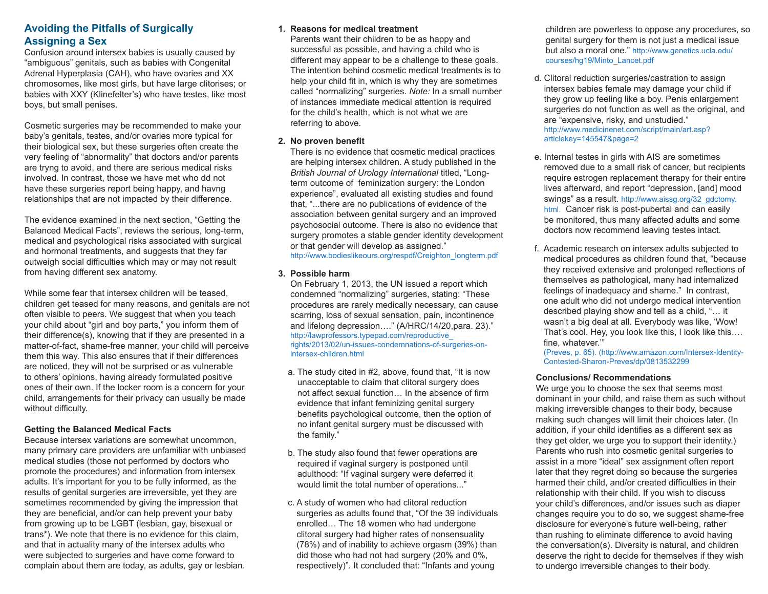## Avoiding the Pitfalls of Surgically Assigning a Sex

Confusion around intersex babies is usually caused by "ambiguous" genitals, such as babies with Congenital Adrenal Hyperplasia (CAH), who have ovaries and XX chromosomes, like most girls, but have large clitorises; or babies with XXY (Klinefelter's) who have testes, like most boys, but small penises.

Cosmetic surgeries may be recommended to make your baby's genitals, testes, and/or ovaries more typical for their biological sex, but these surgeries often create the very feeling of "abnormality" that doctors and/or parents are trymg to avoid, and there are serious medical risks involved. In contrast, those we have met who dd not have these surgeries report being happy, and havng relationships that are not impacted by their difference.

The evidence examined in the next section, "Getting the Balanced Medical Facts", reviews the serious, long-term, medical and psychological risks associated with surgical and hormonal treatments, and suggests that they far outweigh social difficulties which may or may not result from having different sex anatomy.

While some fear that intersex children will be teased, children get teased for many reasons, and genitals are not often visible to peers. We suggest that when you teach your child about "girl and boy parts," you inform them of their difference(s), knowing that if they are presented in a matter-of-fact, shame-free manner, your child will perceive them this way. This also ensures that if their differences are noticed, they will not be surprised or as vulnerable to others' opinions, having already formulated positive ones of their own. If the locker room is a concern for your child, arrangements for their privacy can usually be made without difficulty.

### Getting the Balanced Medical Facts

Because intersex variations are somewhat uncommon, many primary care providers are unfamiliar with unbiased medical studies (those not performed by doctors who promote the procedures) and information from intersex adults. It's important for you to be fully informed, as the results of genital surgeries are irreversible, yet they are sometimes recommended by giving the impression that they are beneficial, and/or can help prevent your baby from growing up to be LGBT (lesbian, gay, bisexual or trans*). We note that there is no evidence for this claim, and that in actuality many of the intersex adults who were subjected to surgeries and have come forward to complain about them are today, as adults, gay or lesbian.

1. **Reasons for medical treatment**
   Parents want their children to be as happy and successful as possible, and having a child who is different may appear to be a challenge to these goals. The intention behind cosmetic medical treatments is to help your child fit in, which is why they are sometimes called "normalizing" surgeries. *Note:* In a small number of instances immediate medical attention is required for the child's health, which is not what we are referring to above.

2. **No proven benefit**
   There is no evidence that cosmetic medical practices are helping intersex children. A study published in the *British Journal of Urology International* titled, "Long-term outcome of feminization surgery: the London experience", evaluated all existing studies and found that, "...there are no publications of evidence of the association between genital surgery and an improved psychosocial outcome. There is also no evidence that surgery promotes a stable gender identity development or that gender will develop as assigned."
   http://www.bodieslikeours.org/respdf/Creighton_longterm.pdf

3. **Possible harm**
   On February 1, 2013, the UN issued a report which condemned "normalizing" surgeries, stating: "These procedures are rarely medically necessary, can cause scarring, loss of sexual sensation, pain, incontinence and lifelong depression…." (A/HRC/14/20,para. 23)."
   http://lawprofessors.typepad.com/reproductive_rights/2013/02/un-issues-condemnations-of-surgeries-on-intersex-children.html

   a. The study cited in #2, above, found that, "It is now unacceptable to claim that clitoral surgery does not affect sexual function… In the absence of firm evidence that infant feminizing genital surgery benefits psychological outcome, then the option of no infant genital surgery must be discussed with the family."

   b. The study also found that fewer operations are required if vaginal surgery is postponed until adulthood: "If vaginal surgery were deferred it would limit the total number of operations..."

   c. A study of women who had clitoral reduction surgeries as adults found that, "Of the 39 individuals enrolled… The 18 women who had undergone clitoral surgery had higher rates of nonsensuality (78%) and of inability to achieve orgasm (39%) than did those who had not had surgery (20% and 0%, respectively)". It concluded that: "Infants and young children are powerless to oppose any procedures, so genital surgery for them is not just a medical issue but also a moral one." http://www.genetics.ucla.edu/courses/hg19/Minto_Lancet.pdf

   d. Clitoral reduction surgeries/castration to assign intersex babies female may damage your child if they grow up feeling like a boy. Penis enlargement surgeries do not function as well as the original, and are "expensive, risky, and unstudied."
   http://www.medicinenet.com/script/main/art.asp?articlekey=145547&page=2

   e. Internal testes in girls with AIS are sometimes removed due to a small risk of cancer, but recipients require estrogen replacement therapy for their entire lives afterward, and report "depression, [and] mood swings" as a result. http://www.aissg.org/32_gdctomy.html. Cancer risk is post-pubertal and can easily be monitored, thus many affected adults and some doctors now recommend leaving testes intact.

   f. Academic research on intersex adults subjected to medical procedures as children found that, "because they received extensive and prolonged reflections of themselves as pathological, many had internalized feelings of inadequacy and shame." In contrast, one adult who did not undergo medical intervention described playing show and tell as a child, "… it wasn't a big deal at all. Everybody was like, 'Wow! That's cool. Hey, you look like this, I look like this…. fine, whatever.'"
   (Preves, p. 65). (http://www.amazon.com/Intersex-Identity-Contested-Sharon-Preves/dp/0813532299

### Conclusions/ Recommendations

We urge you to choose the sex that seems most dominant in your child, and raise them as such without making irreversible changes to their body, because making such changes will limit their choices later. (In addition, if your child identifies as a different sex as they get older, we urge you to support their identity.) Parents who rush into cosmetic genital surgeries to assist in a more "ideal" sex assignment often report later that they regret doing so because the surgeries harmed their child, and/or created difficulties in their relationship with their child. If you wish to discuss your child's differences, and/or issues such as diaper changes require you to do so, we suggest shame-free disclosure for everyone's future well-being, rather than rushing to eliminate difference to avoid having the conversation(s). Diversity is natural, and children deserve the right to decide for themselves if they wish to undergo irreversible changes to their body.